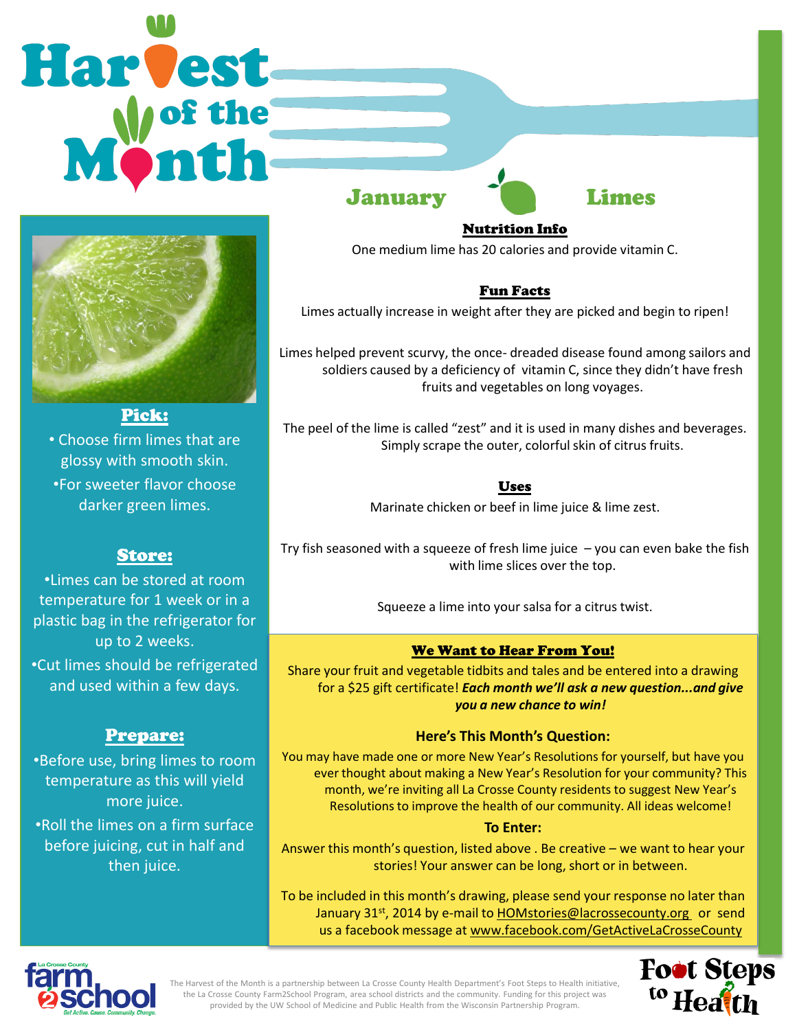# Harvest of the Month

## January — Limes

### Nutrition Info

One medium lime has 20 calories and provide vitamin C.

### Fun Facts

Limes actually increase in weight after they are picked and begin to ripen!

Limes helped prevent scurvy, the once- dreaded disease found among sailors and soldiers caused by a deficiency of vitamin C, since they didn't have fresh fruits and vegetables on long voyages.

The peel of the lime is called "zest" and it is used in many dishes and beverages. Simply scrape the outer, colorful skin of citrus fruits.

### Uses

Marinate chicken or beef in lime juice & lime zest.

Try fish seasoned with a squeeze of fresh lime juice – you can even bake the fish with lime slices over the top.

Squeeze a lime into your salsa for a citrus twist.

### Pick:

- Choose firm limes that are glossy with smooth skin.
- For sweeter flavor choose darker green limes.

### Store:

- Limes can be stored at room temperature for 1 week or in a plastic bag in the refrigerator for up to 2 weeks.
- Cut limes should be refrigerated and used within a few days.

### Prepare:

- Before use, bring limes to room temperature as this will yield more juice.
- Roll the limes on a firm surface before juicing, cut in half and then juice.

### We Want to Hear From You!

Share your fruit and vegetable tidbits and tales and be entered into a drawing for a $25 gift certificate! ***Each month we'll ask a new question...and give you a new chance to win!***

**Here's This Month's Question:**

You may have made one or more New Year's Resolutions for yourself, but have you ever thought about making a New Year's Resolution for your community? This month, we're inviting all La Crosse County residents to suggest New Year's Resolutions to improve the health of our community. All ideas welcome!

**To Enter:**

Answer this month's question, listed above . Be creative – we want to hear your stories! Your answer can be long, short or in between.

To be included in this month's drawing, please send your response no later than January 31st, 2014 by e-mail to HOMstories@lacrossecounty.org or send us a facebook message at www.facebook.com/GetActiveLaCrosseCounty

La Crosse County farm 2 school — Get Active. Cause. Community. Change.

The Harvest of the Month is a partnership between La Crosse County Health Department's Foot Steps to Health initiative, the La Crosse County Farm2School Program, area school districts and the community. Funding for this project was provided by the UW School of Medicine and Public Health from the Wisconsin Partnership Program.

Foot Steps to Health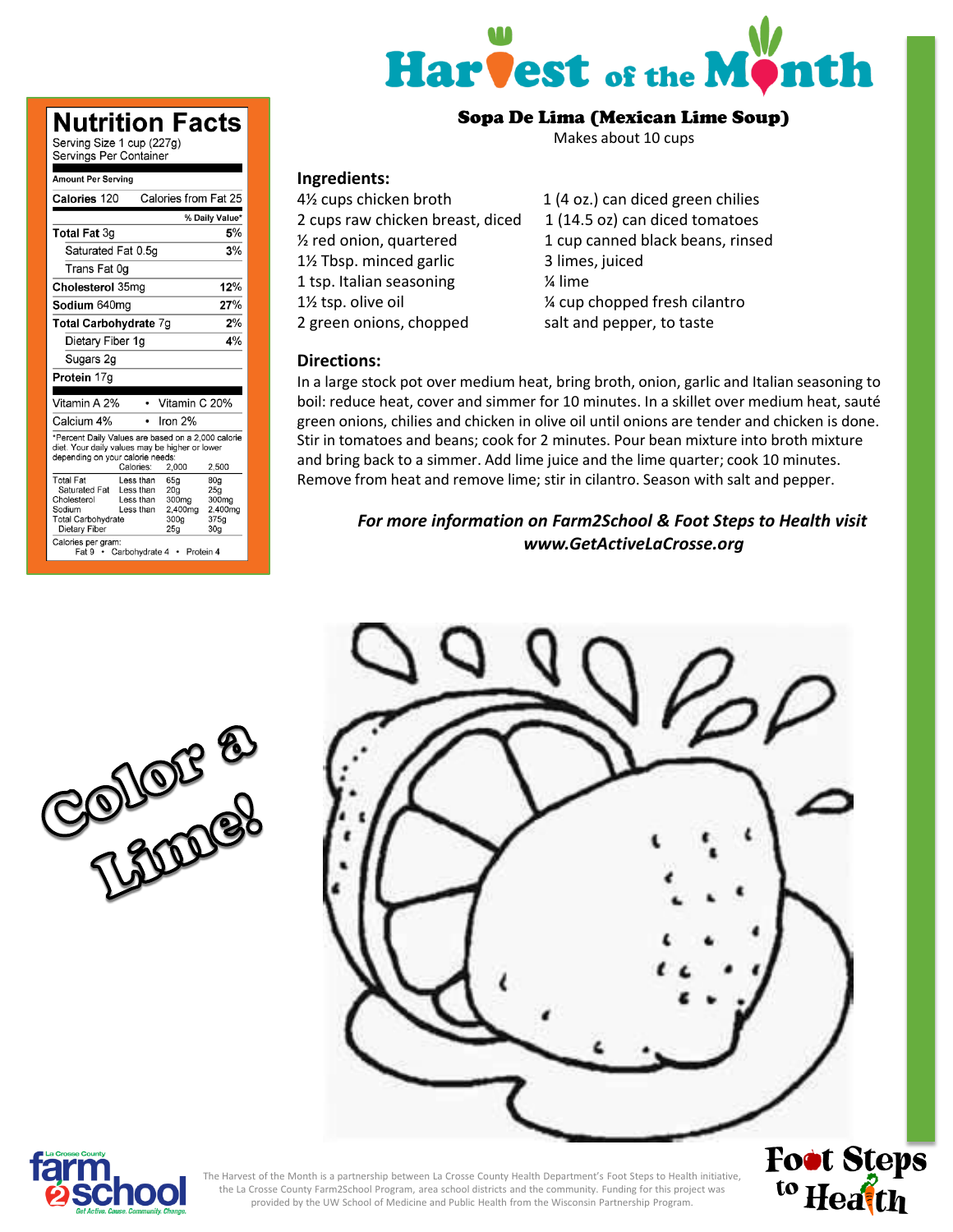# Harvest of the Month

## Sopa De Lima (Mexican Lime Soup)

Makes about 10 cups

### Ingredients:

- 4½ cups chicken broth
- 2 cups raw chicken breast, diced
- ½ red onion, quartered
- 1½ Tbsp. minced garlic
- 1 tsp. Italian seasoning
- 1½ tsp. olive oil
- 2 green onions, chopped
- 1 (4 oz.) can diced green chilies
- 1 (14.5 oz) can diced tomatoes
- 1 cup canned black beans, rinsed
- 3 limes, juiced
- ¼ lime
- ¼ cup chopped fresh cilantro
- salt and pepper, to taste

### Directions:

In a large stock pot over medium heat, bring broth, onion, garlic and Italian seasoning to boil: reduce heat, cover and simmer for 10 minutes. In a skillet over medium heat, sauté green onions, chilies and chicken in olive oil until onions are tender and chicken is done. Stir in tomatoes and beans; cook for 2 minutes. Pour bean mixture into broth mixture and bring back to a simmer. Add lime juice and the lime quarter; cook 10 minutes. Remove from heat and remove lime; stir in cilantro. Season with salt and pepper.

***For more information on Farm2School & Foot Steps to Health visit www.GetActiveLaCrosse.org***

## Nutrition Facts

Serving Size 1 cup (227g)
Servings Per Container

| Amount Per Serving | |
|---|---|
| Calories 120 | Calories from Fat 25 |
| | % Daily Value* |
| **Total Fat** 3g | 5% |
| Saturated Fat 0.5g | 3% |
| Trans Fat 0g | |
| **Cholesterol** 35mg | 12% |
| **Sodium** 640mg | 27% |
| **Total Carbohydrate** 7g | 2% |
| Dietary Fiber 1g | 4% |
| Sugars 2g | |
| **Protein** 17g | |
| Vitamin A 2% | Vitamin C 20% |
| Calcium 4% | Iron 2% |

*Percent Daily Values are based on a 2,000 calorie diet. Your daily values may be higher or lower depending on your calorie needs:

| | | 2,000 | 2,500 |
|---|---|---|---|
| Total Fat | Less than | 65g | 80g |
| Saturated Fat | Less than | 20g | 25g |
| Cholesterol | Less than | 300mg | 300mg |
| Sodium | Less than | 2,400mg | 2,400mg |
| Total Carbohydrate | | 300g | 375g |
| Dietary Fiber | | 25g | 30g |

Calories per gram:
Fat 9 • Carbohydrate 4 • Protein 4

**Color a Lime!**

The Harvest of the Month is a partnership between La Crosse County Health Department's Foot Steps to Health initiative, the La Crosse County Farm2School Program, area school districts and the community. Funding for this project was provided by the UW School of Medicine and Public Health from the Wisconsin Partnership Program.